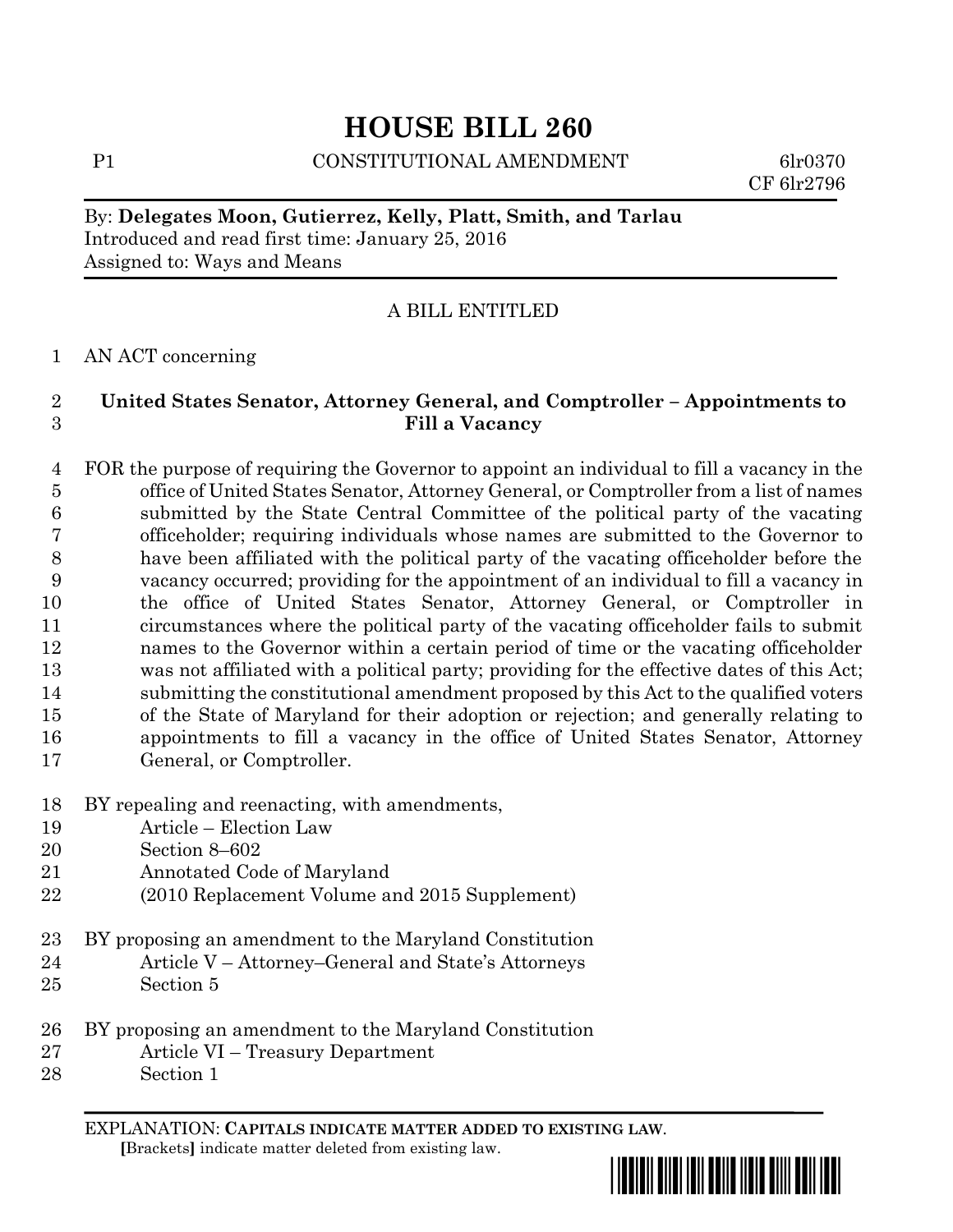# HOUSE BILL 260

P1 CONSTITUTIONAL AMENDMENT 6lr0370
CF 6lr2796

By: **Delegates Moon, Gutierrez, Kelly, Platt, Smith, and Tarlau**
Introduced and read first time: January 25, 2016
Assigned to: Ways and Means

A BILL ENTITLED

1 AN ACT concerning

2 **United States Senator, Attorney General, and Comptroller – Appointments to**
3 **Fill a Vacancy**

4 FOR the purpose of requiring the Governor to appoint an individual to fill a vacancy in the
5 office of United States Senator, Attorney General, or Comptroller from a list of names
6 submitted by the State Central Committee of the political party of the vacating
7 officeholder; requiring individuals whose names are submitted to the Governor to
8 have been affiliated with the political party of the vacating officeholder before the
9 vacancy occurred; providing for the appointment of an individual to fill a vacancy in
10 the office of United States Senator, Attorney General, or Comptroller in
11 circumstances where the political party of the vacating officeholder fails to submit
12 names to the Governor within a certain period of time or the vacating officeholder
13 was not affiliated with a political party; providing for the effective dates of this Act;
14 submitting the constitutional amendment proposed by this Act to the qualified voters
15 of the State of Maryland for their adoption or rejection; and generally relating to
16 appointments to fill a vacancy in the office of United States Senator, Attorney
17 General, or Comptroller.

18 BY repealing and reenacting, with amendments,
19 Article – Election Law
20 Section 8–602
21 Annotated Code of Maryland
22 (2010 Replacement Volume and 2015 Supplement)

23 BY proposing an amendment to the Maryland Constitution
24 Article V – Attorney–General and State's Attorneys
25 Section 5

26 BY proposing an amendment to the Maryland Constitution
27 Article VI – Treasury Department
28 Section 1

EXPLANATION: **CAPITALS INDICATE MATTER ADDED TO EXISTING LAW**.
**[**Brackets**]** indicate matter deleted from existing law.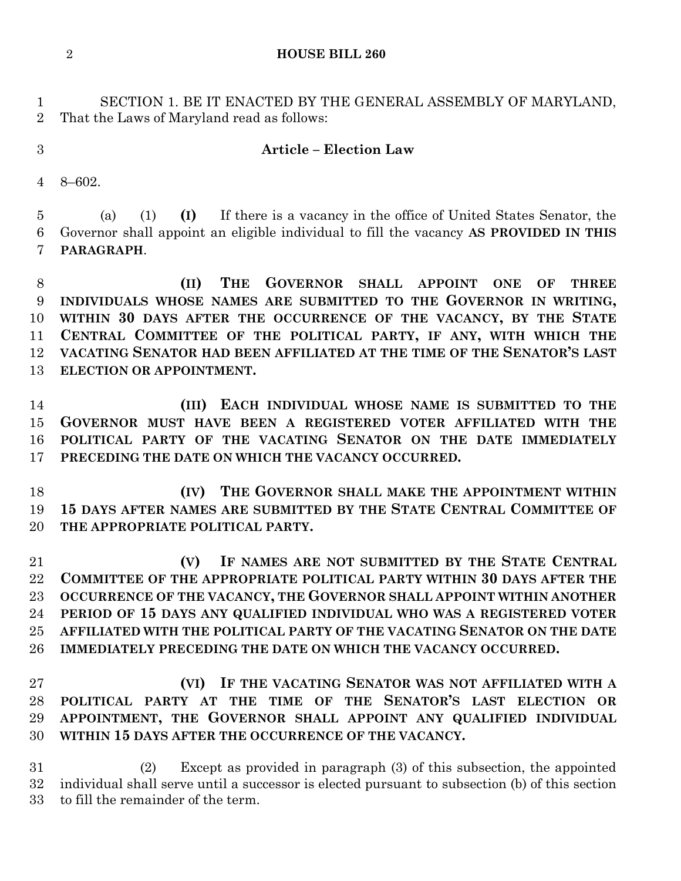SECTION 1. BE IT ENACTED BY THE GENERAL ASSEMBLY OF MARYLAND, That the Laws of Maryland read as follows:

**Article – Election Law**

8–602.

(a) (1) **(I)** If there is a vacancy in the office of United States Senator, the Governor shall appoint an eligible individual to fill the vacancy **AS PROVIDED IN THIS PARAGRAPH**.

**(II) THE GOVERNOR SHALL APPOINT ONE OF THREE INDIVIDUALS WHOSE NAMES ARE SUBMITTED TO THE GOVERNOR IN WRITING, WITHIN 30 DAYS AFTER THE OCCURRENCE OF THE VACANCY, BY THE STATE CENTRAL COMMITTEE OF THE POLITICAL PARTY, IF ANY, WITH WHICH THE VACATING SENATOR HAD BEEN AFFILIATED AT THE TIME OF THE SENATOR'S LAST ELECTION OR APPOINTMENT.**

**(III) EACH INDIVIDUAL WHOSE NAME IS SUBMITTED TO THE GOVERNOR MUST HAVE BEEN A REGISTERED VOTER AFFILIATED WITH THE POLITICAL PARTY OF THE VACATING SENATOR ON THE DATE IMMEDIATELY PRECEDING THE DATE ON WHICH THE VACANCY OCCURRED.**

**(IV) THE GOVERNOR SHALL MAKE THE APPOINTMENT WITHIN 15 DAYS AFTER NAMES ARE SUBMITTED BY THE STATE CENTRAL COMMITTEE OF THE APPROPRIATE POLITICAL PARTY.**

**(V) IF NAMES ARE NOT SUBMITTED BY THE STATE CENTRAL COMMITTEE OF THE APPROPRIATE POLITICAL PARTY WITHIN 30 DAYS AFTER THE OCCURRENCE OF THE VACANCY, THE GOVERNOR SHALL APPOINT WITHIN ANOTHER PERIOD OF 15 DAYS ANY QUALIFIED INDIVIDUAL WHO WAS A REGISTERED VOTER AFFILIATED WITH THE POLITICAL PARTY OF THE VACATING SENATOR ON THE DATE IMMEDIATELY PRECEDING THE DATE ON WHICH THE VACANCY OCCURRED.**

**(VI) IF THE VACATING SENATOR WAS NOT AFFILIATED WITH A POLITICAL PARTY AT THE TIME OF THE SENATOR'S LAST ELECTION OR APPOINTMENT, THE GOVERNOR SHALL APPOINT ANY QUALIFIED INDIVIDUAL WITHIN 15 DAYS AFTER THE OCCURRENCE OF THE VACANCY.**

(2) Except as provided in paragraph (3) of this subsection, the appointed individual shall serve until a successor is elected pursuant to subsection (b) of this section to fill the remainder of the term.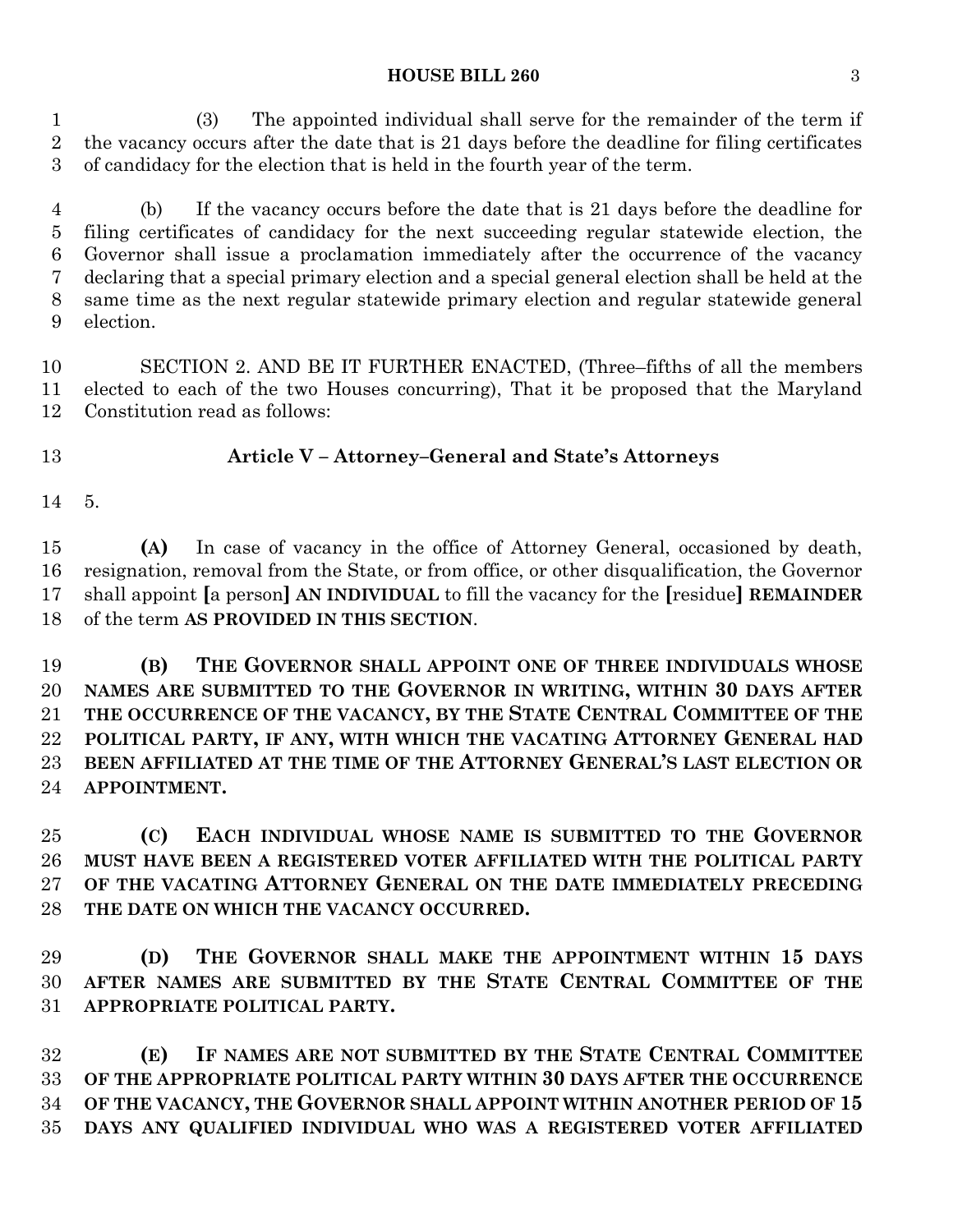(3) The appointed individual shall serve for the remainder of the term if the vacancy occurs after the date that is 21 days before the deadline for filing certificates of candidacy for the election that is held in the fourth year of the term.

(b) If the vacancy occurs before the date that is 21 days before the deadline for filing certificates of candidacy for the next succeeding regular statewide election, the Governor shall issue a proclamation immediately after the occurrence of the vacancy declaring that a special primary election and a special general election shall be held at the same time as the next regular statewide primary election and regular statewide general election.

SECTION 2. AND BE IT FURTHER ENACTED, (Three–fifths of all the members elected to each of the two Houses concurring), That it be proposed that the Maryland Constitution read as follows:

**Article V – Attorney–General and State's Attorneys**

5.

**(A)** In case of vacancy in the office of Attorney General, occasioned by death, resignation, removal from the State, or from office, or other disqualification, the Governor shall appoint **[**a person**]** **AN INDIVIDUAL** to fill the vacancy for the **[**residue**]** **REMAINDER** of the term **AS PROVIDED IN THIS SECTION**.

**(B) THE GOVERNOR SHALL APPOINT ONE OF THREE INDIVIDUALS WHOSE NAMES ARE SUBMITTED TO THE GOVERNOR IN WRITING, WITHIN 30 DAYS AFTER THE OCCURRENCE OF THE VACANCY, BY THE STATE CENTRAL COMMITTEE OF THE POLITICAL PARTY, IF ANY, WITH WHICH THE VACATING ATTORNEY GENERAL HAD BEEN AFFILIATED AT THE TIME OF THE ATTORNEY GENERAL'S LAST ELECTION OR APPOINTMENT.**

**(C) EACH INDIVIDUAL WHOSE NAME IS SUBMITTED TO THE GOVERNOR MUST HAVE BEEN A REGISTERED VOTER AFFILIATED WITH THE POLITICAL PARTY OF THE VACATING ATTORNEY GENERAL ON THE DATE IMMEDIATELY PRECEDING THE DATE ON WHICH THE VACANCY OCCURRED.**

**(D) THE GOVERNOR SHALL MAKE THE APPOINTMENT WITHIN 15 DAYS AFTER NAMES ARE SUBMITTED BY THE STATE CENTRAL COMMITTEE OF THE APPROPRIATE POLITICAL PARTY.**

**(E) IF NAMES ARE NOT SUBMITTED BY THE STATE CENTRAL COMMITTEE OF THE APPROPRIATE POLITICAL PARTY WITHIN 30 DAYS AFTER THE OCCURRENCE OF THE VACANCY, THE GOVERNOR SHALL APPOINT WITHIN ANOTHER PERIOD OF 15 DAYS ANY QUALIFIED INDIVIDUAL WHO WAS A REGISTERED VOTER AFFILIATED**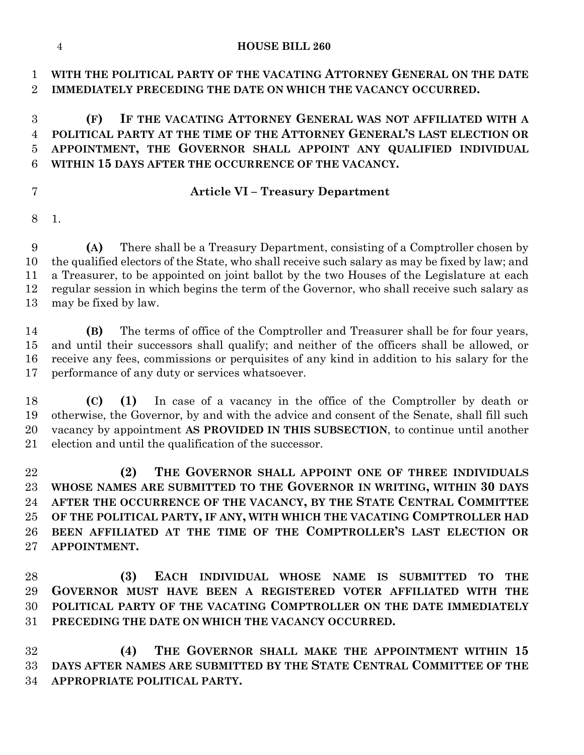**WITH THE POLITICAL PARTY OF THE VACATING ATTORNEY GENERAL ON THE DATE IMMEDIATELY PRECEDING THE DATE ON WHICH THE VACANCY OCCURRED.**

**(F) IF THE VACATING ATTORNEY GENERAL WAS NOT AFFILIATED WITH A POLITICAL PARTY AT THE TIME OF THE ATTORNEY GENERAL'S LAST ELECTION OR APPOINTMENT, THE GOVERNOR SHALL APPOINT ANY QUALIFIED INDIVIDUAL WITHIN 15 DAYS AFTER THE OCCURRENCE OF THE VACANCY.**

### Article VI – Treasury Department

1.

**(A)** There shall be a Treasury Department, consisting of a Comptroller chosen by the qualified electors of the State, who shall receive such salary as may be fixed by law; and a Treasurer, to be appointed on joint ballot by the two Houses of the Legislature at each regular session in which begins the term of the Governor, who shall receive such salary as may be fixed by law.

**(B)** The terms of office of the Comptroller and Treasurer shall be for four years, and until their successors shall qualify; and neither of the officers shall be allowed, or receive any fees, commissions or perquisites of any kind in addition to his salary for the performance of any duty or services whatsoever.

**(C)** **(1)** In case of a vacancy in the office of the Comptroller by death or otherwise, the Governor, by and with the advice and consent of the Senate, shall fill such vacancy by appointment **AS PROVIDED IN THIS SUBSECTION**, to continue until another election and until the qualification of the successor.

**(2) THE GOVERNOR SHALL APPOINT ONE OF THREE INDIVIDUALS WHOSE NAMES ARE SUBMITTED TO THE GOVERNOR IN WRITING, WITHIN 30 DAYS AFTER THE OCCURRENCE OF THE VACANCY, BY THE STATE CENTRAL COMMITTEE OF THE POLITICAL PARTY, IF ANY, WITH WHICH THE VACATING COMPTROLLER HAD BEEN AFFILIATED AT THE TIME OF THE COMPTROLLER'S LAST ELECTION OR APPOINTMENT.**

**(3) EACH INDIVIDUAL WHOSE NAME IS SUBMITTED TO THE GOVERNOR MUST HAVE BEEN A REGISTERED VOTER AFFILIATED WITH THE POLITICAL PARTY OF THE VACATING COMPTROLLER ON THE DATE IMMEDIATELY PRECEDING THE DATE ON WHICH THE VACANCY OCCURRED.**

**(4) THE GOVERNOR SHALL MAKE THE APPOINTMENT WITHIN 15 DAYS AFTER NAMES ARE SUBMITTED BY THE STATE CENTRAL COMMITTEE OF THE APPROPRIATE POLITICAL PARTY.**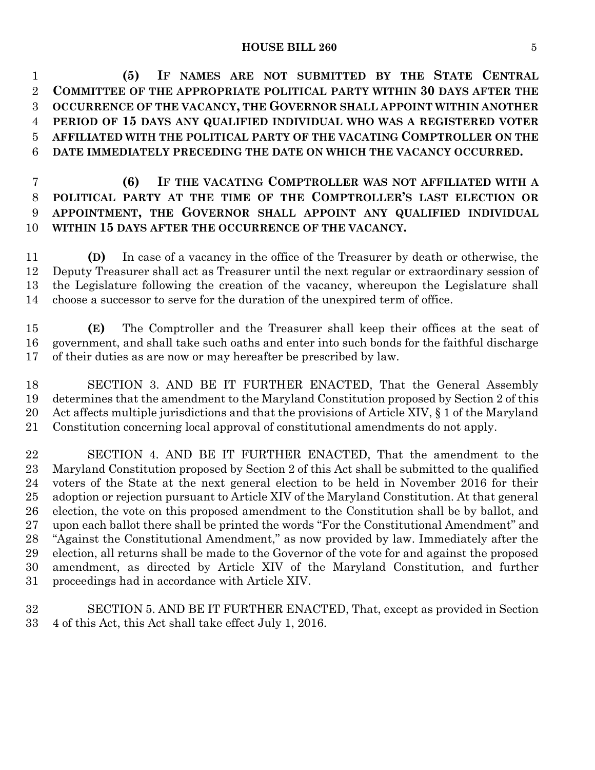**(5) IF NAMES ARE NOT SUBMITTED BY THE STATE CENTRAL COMMITTEE OF THE APPROPRIATE POLITICAL PARTY WITHIN 30 DAYS AFTER THE OCCURRENCE OF THE VACANCY, THE GOVERNOR SHALL APPOINT WITHIN ANOTHER PERIOD OF 15 DAYS ANY QUALIFIED INDIVIDUAL WHO WAS A REGISTERED VOTER AFFILIATED WITH THE POLITICAL PARTY OF THE VACATING COMPTROLLER ON THE DATE IMMEDIATELY PRECEDING THE DATE ON WHICH THE VACANCY OCCURRED.**

**(6) IF THE VACATING COMPTROLLER WAS NOT AFFILIATED WITH A POLITICAL PARTY AT THE TIME OF THE COMPTROLLER'S LAST ELECTION OR APPOINTMENT, THE GOVERNOR SHALL APPOINT ANY QUALIFIED INDIVIDUAL WITHIN 15 DAYS AFTER THE OCCURRENCE OF THE VACANCY.**

**(D)** In case of a vacancy in the office of the Treasurer by death or otherwise, the Deputy Treasurer shall act as Treasurer until the next regular or extraordinary session of the Legislature following the creation of the vacancy, whereupon the Legislature shall choose a successor to serve for the duration of the unexpired term of office.

**(E)** The Comptroller and the Treasurer shall keep their offices at the seat of government, and shall take such oaths and enter into such bonds for the faithful discharge of their duties as are now or may hereafter be prescribed by law.

SECTION 3. AND BE IT FURTHER ENACTED, That the General Assembly determines that the amendment to the Maryland Constitution proposed by Section 2 of this Act affects multiple jurisdictions and that the provisions of Article XIV, § 1 of the Maryland Constitution concerning local approval of constitutional amendments do not apply.

SECTION 4. AND BE IT FURTHER ENACTED, That the amendment to the Maryland Constitution proposed by Section 2 of this Act shall be submitted to the qualified voters of the State at the next general election to be held in November 2016 for their adoption or rejection pursuant to Article XIV of the Maryland Constitution. At that general election, the vote on this proposed amendment to the Constitution shall be by ballot, and upon each ballot there shall be printed the words "For the Constitutional Amendment" and "Against the Constitutional Amendment," as now provided by law. Immediately after the election, all returns shall be made to the Governor of the vote for and against the proposed amendment, as directed by Article XIV of the Maryland Constitution, and further proceedings had in accordance with Article XIV.

SECTION 5. AND BE IT FURTHER ENACTED, That, except as provided in Section 4 of this Act, this Act shall take effect July 1, 2016.